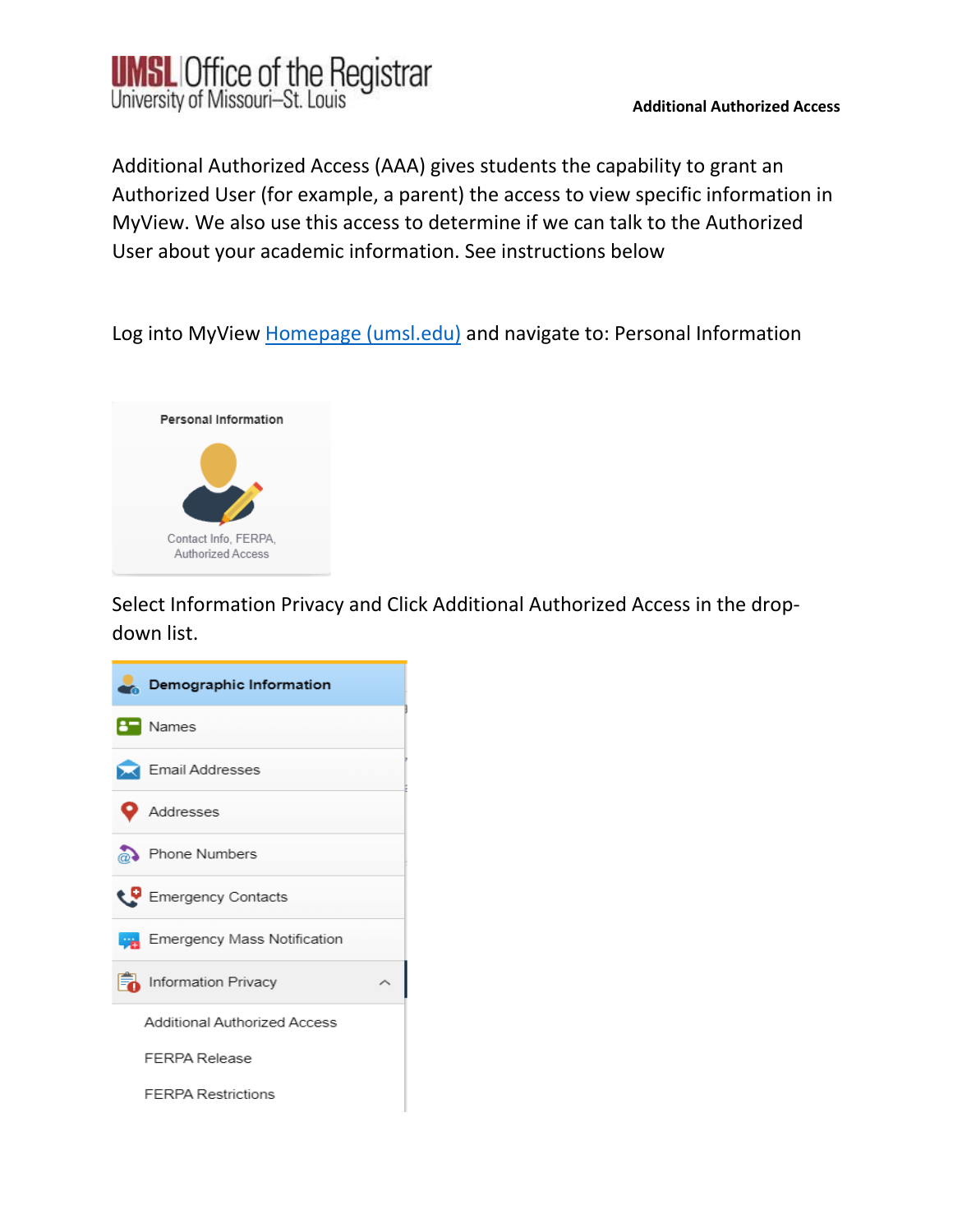Additional Authorized Access (AAA) gives students the capability to grant an Authorized User (for example, a parent) the access to view specific information in MyView. We also use this access to determine if we can talk to the Authorized User about your academic information. See instructions below

Log into MyView [Homepage (umsl.edu)]() and navigate to: Personal Information

Select Information Privacy and Click Additional Authorized Access in the drop-down list.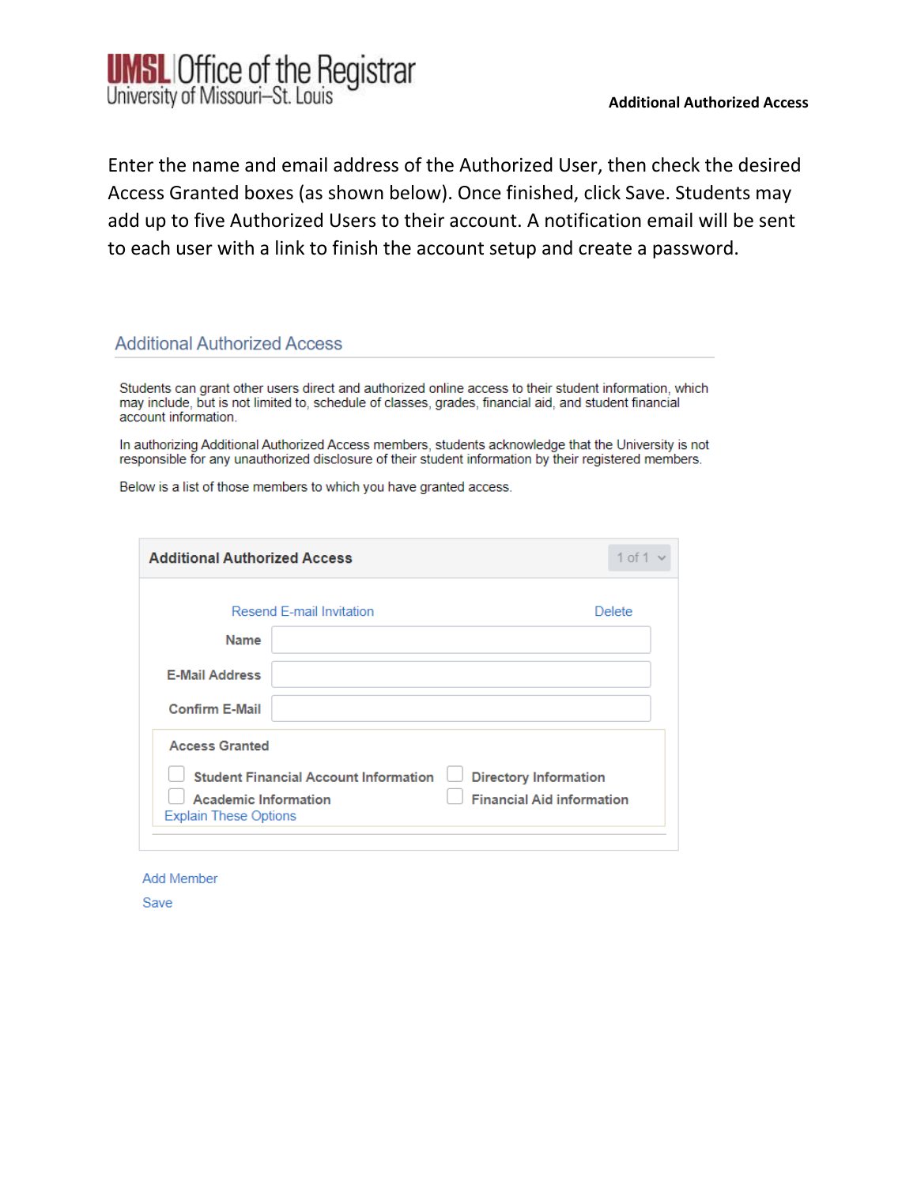Enter the name and email address of the Authorized User, then check the desired Access Granted boxes (as shown below). Once finished, click Save. Students may add up to five Authorized Users to their account. A notification email will be sent to each user with a link to finish the account setup and create a password.

## Additional Authorized Access

Students can grant other users direct and authorized online access to their student information, which may include, but is not limited to, schedule of classes, grades, financial aid, and student financial account information.

In authorizing Additional Authorized Access members, students acknowledge that the University is not responsible for any unauthorized disclosure of their student information by their registered members.

Below is a list of those members to which you have granted access.

**Additional Authorized Access** — 1 of 1

Resend E-mail Invitation — Delete

**Name**

**E-Mail Address**

**Confirm E-Mail**

**Access Granted**

- [ ] Student Financial Account Information
- [ ] Directory Information
- [ ] Academic Information
- [ ] Financial Aid information

Explain These Options

Add Member

Save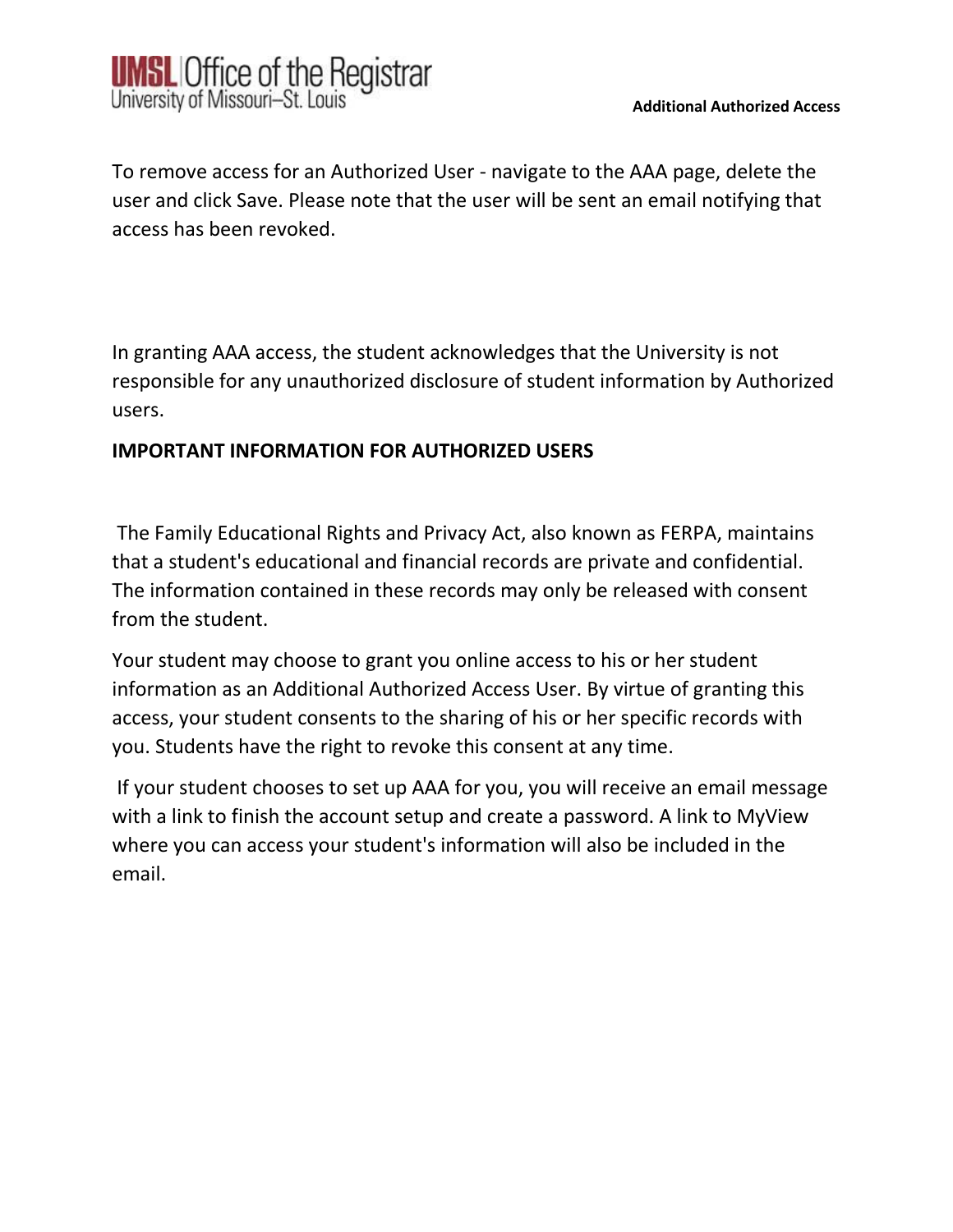To remove access for an Authorized User - navigate to the AAA page, delete the user and click Save. Please note that the user will be sent an email notifying that access has been revoked.

In granting AAA access, the student acknowledges that the University is not responsible for any unauthorized disclosure of student information by Authorized users.

**IMPORTANT INFORMATION FOR AUTHORIZED USERS**

The Family Educational Rights and Privacy Act, also known as FERPA, maintains that a student's educational and financial records are private and confidential. The information contained in these records may only be released with consent from the student.

Your student may choose to grant you online access to his or her student information as an Additional Authorized Access User. By virtue of granting this access, your student consents to the sharing of his or her specific records with you. Students have the right to revoke this consent at any time.

If your student chooses to set up AAA for you, you will receive an email message with a link to finish the account setup and create a password. A link to MyView where you can access your student's information will also be included in the email.